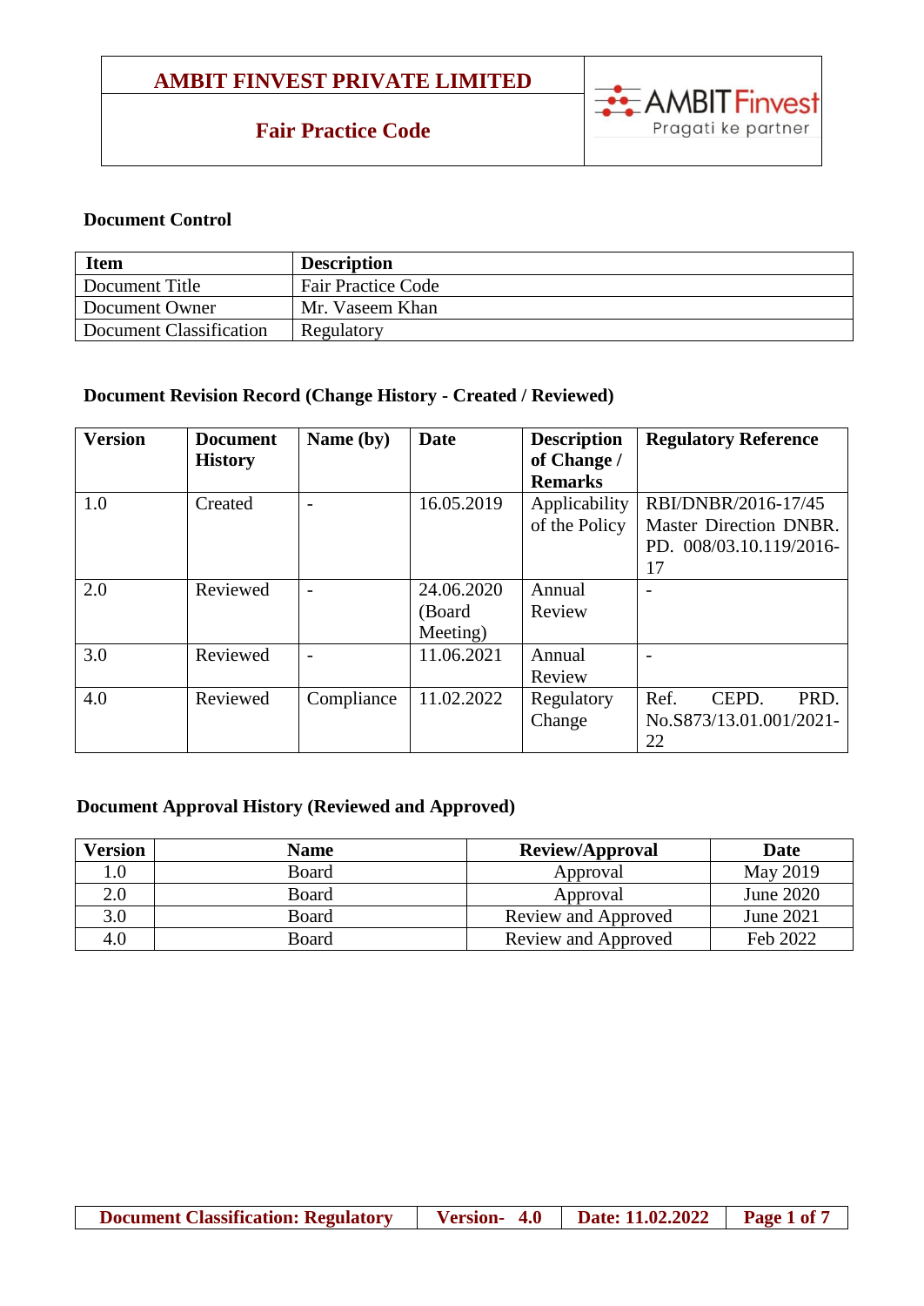# AMBIT FINVEST PRIVATE LIMITED

## Fair Practice Code

**Document Control**

| Item | Description |
|---|---|
| Document Title | Fair Practice Code |
| Document Owner | Mr. Vaseem Khan |
| Document Classification | Regulatory |

**Document Revision Record (Change History - Created / Reviewed)**

| Version | Document History | Name (by) | Date | Description of Change / Remarks | Regulatory Reference |
|---|---|---|---|---|---|
| 1.0 | Created | - | 16.05.2019 | Applicability of the Policy | RBI/DNBR/2016-17/45 Master Direction DNBR. PD. 008/03.10.119/2016-17 |
| 2.0 | Reviewed | - | 24.06.2020 (Board Meeting) | Annual Review | - |
| 3.0 | Reviewed | - | 11.06.2021 | Annual Review | - |
| 4.0 | Reviewed | Compliance | 11.02.2022 | Regulatory Change | Ref. CEPD. PRD. No.S873/13.01.001/2021-22 |

**Document Approval History (Reviewed and Approved)**

| Version | Name | Review/Approval | Date |
|---|---|---|---|
| 1.0 | Board | Approval | May 2019 |
| 2.0 | Board | Approval | June 2020 |
| 3.0 | Board | Review and Approved | June 2021 |
| 4.0 | Board | Review and Approved | Feb 2022 |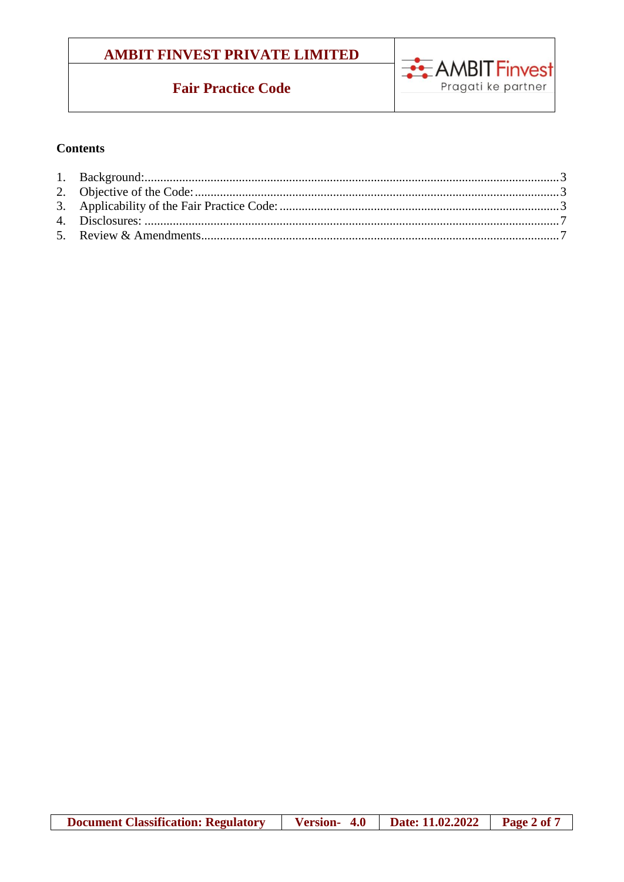**Contents**

1. Background:....................................................................................................................3
2. Objective of the Code:....................................................................................................3
3. Applicability of the Fair Practice Code:........................................................................3
4. Disclosures: ....................................................................................................................7
5. Review & Amendments..................................................................................................7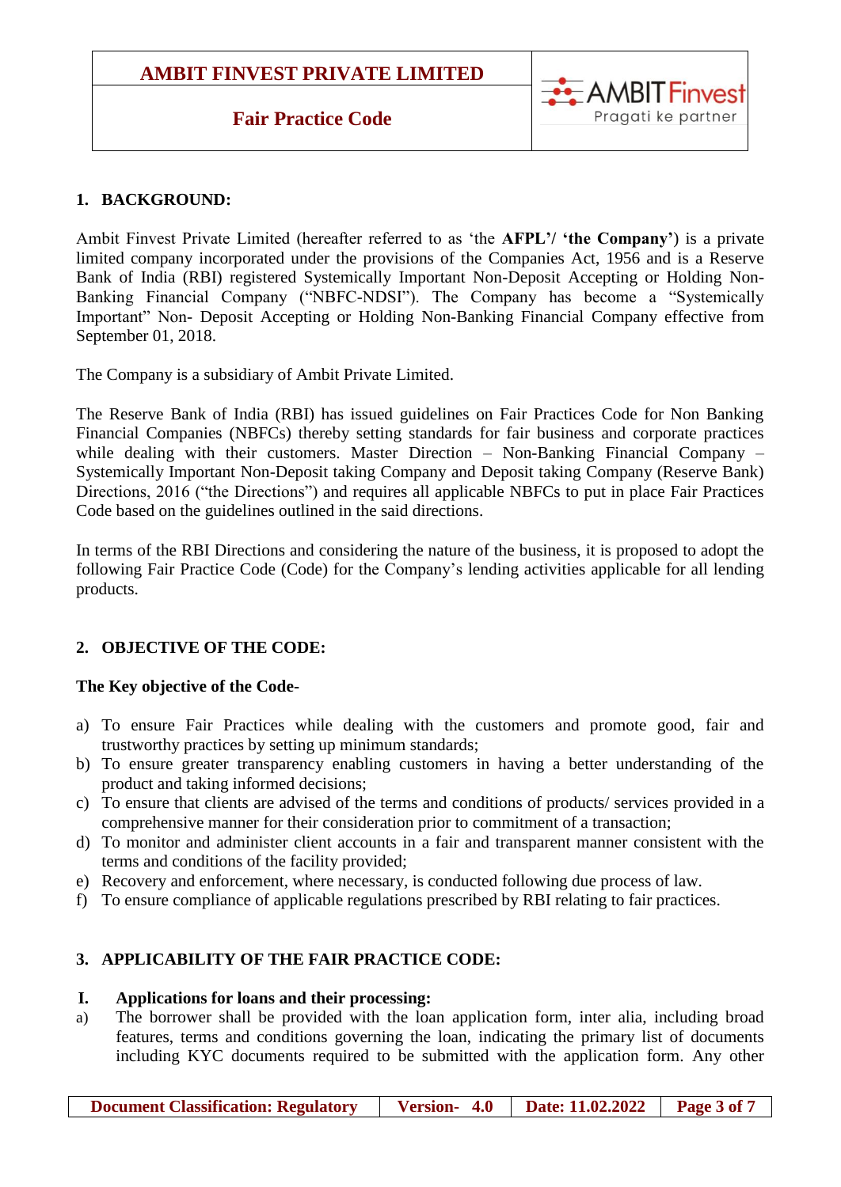## 1. BACKGROUND:

Ambit Finvest Private Limited (hereafter referred to as 'the **AFPL'/ 'the Company'**) is a private limited company incorporated under the provisions of the Companies Act, 1956 and is a Reserve Bank of India (RBI) registered Systemically Important Non-Deposit Accepting or Holding Non-Banking Financial Company ("NBFC-NDSI"). The Company has become a "Systemically Important" Non- Deposit Accepting or Holding Non-Banking Financial Company effective from September 01, 2018.

The Company is a subsidiary of Ambit Private Limited.

The Reserve Bank of India (RBI) has issued guidelines on Fair Practices Code for Non Banking Financial Companies (NBFCs) thereby setting standards for fair business and corporate practices while dealing with their customers. Master Direction – Non-Banking Financial Company – Systemically Important Non-Deposit taking Company and Deposit taking Company (Reserve Bank) Directions, 2016 ("the Directions") and requires all applicable NBFCs to put in place Fair Practices Code based on the guidelines outlined in the said directions.

In terms of the RBI Directions and considering the nature of the business, it is proposed to adopt the following Fair Practice Code (Code) for the Company's lending activities applicable for all lending products.

## 2. OBJECTIVE OF THE CODE:

**The Key objective of the Code-**

a) To ensure Fair Practices while dealing with the customers and promote good, fair and trustworthy practices by setting up minimum standards;
b) To ensure greater transparency enabling customers in having a better understanding of the product and taking informed decisions;
c) To ensure that clients are advised of the terms and conditions of products/ services provided in a comprehensive manner for their consideration prior to commitment of a transaction;
d) To monitor and administer client accounts in a fair and transparent manner consistent with the terms and conditions of the facility provided;
e) Recovery and enforcement, where necessary, is conducted following due process of law.
f) To ensure compliance of applicable regulations prescribed by RBI relating to fair practices.

## 3. APPLICABILITY OF THE FAIR PRACTICE CODE:

### I. Applications for loans and their processing:

a) The borrower shall be provided with the loan application form, inter alia, including broad features, terms and conditions governing the loan, indicating the primary list of documents including KYC documents required to be submitted with the application form. Any other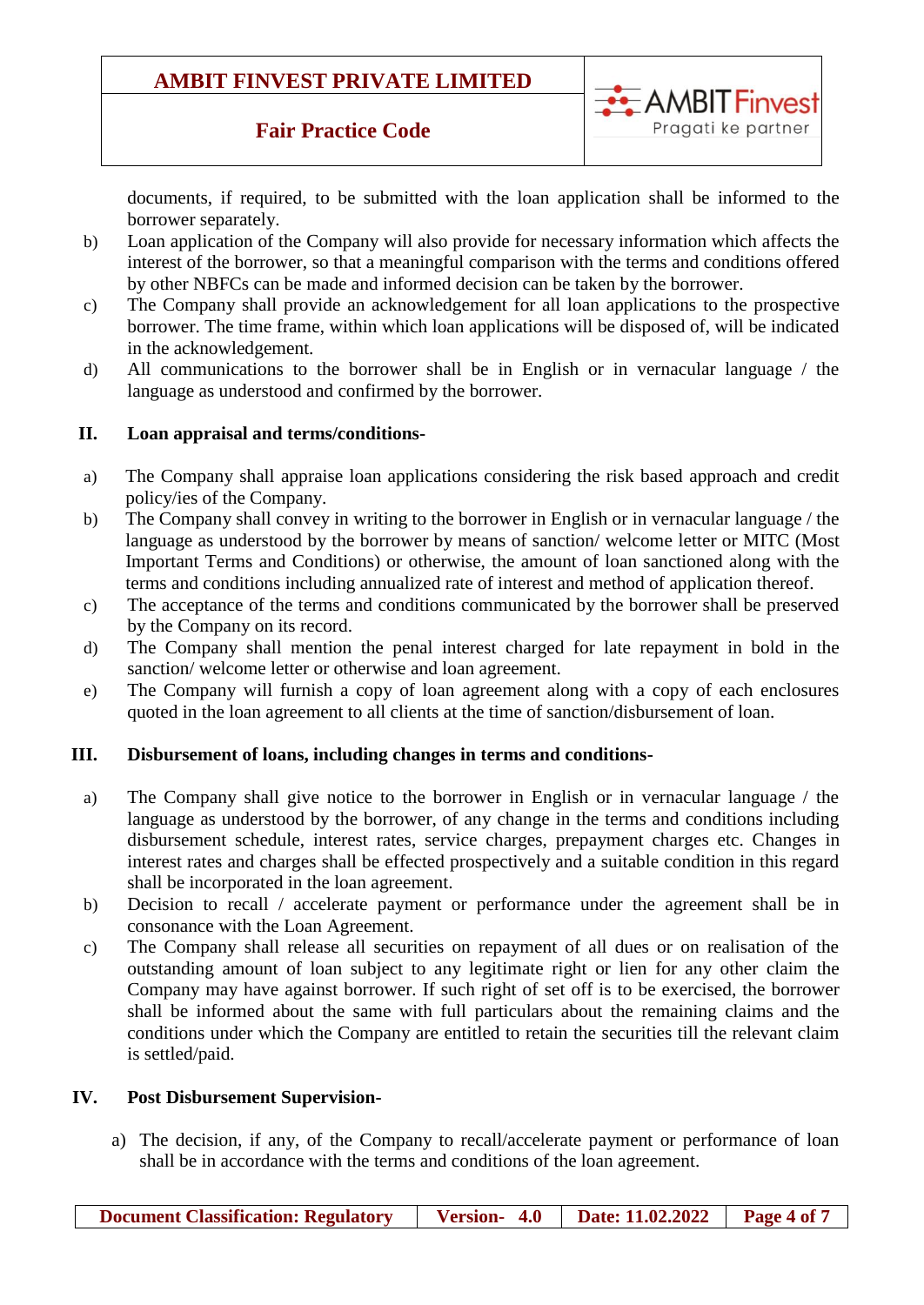documents, if required, to be submitted with the loan application shall be informed to the borrower separately.

b) Loan application of the Company will also provide for necessary information which affects the interest of the borrower, so that a meaningful comparison with the terms and conditions offered by other NBFCs can be made and informed decision can be taken by the borrower.

c) The Company shall provide an acknowledgement for all loan applications to the prospective borrower. The time frame, within which loan applications will be disposed of, will be indicated in the acknowledgement.

d) All communications to the borrower shall be in English or in vernacular language / the language as understood and confirmed by the borrower.

## II. Loan appraisal and terms/conditions-

a) The Company shall appraise loan applications considering the risk based approach and credit policy/ies of the Company.

b) The Company shall convey in writing to the borrower in English or in vernacular language / the language as understood by the borrower by means of sanction/ welcome letter or MITC (Most Important Terms and Conditions) or otherwise, the amount of loan sanctioned along with the terms and conditions including annualized rate of interest and method of application thereof.

c) The acceptance of the terms and conditions communicated by the borrower shall be preserved by the Company on its record.

d) The Company shall mention the penal interest charged for late repayment in bold in the sanction/ welcome letter or otherwise and loan agreement.

e) The Company will furnish a copy of loan agreement along with a copy of each enclosures quoted in the loan agreement to all clients at the time of sanction/disbursement of loan.

## III. Disbursement of loans, including changes in terms and conditions-

a) The Company shall give notice to the borrower in English or in vernacular language / the language as understood by the borrower, of any change in the terms and conditions including disbursement schedule, interest rates, service charges, prepayment charges etc. Changes in interest rates and charges shall be effected prospectively and a suitable condition in this regard shall be incorporated in the loan agreement.

b) Decision to recall / accelerate payment or performance under the agreement shall be in consonance with the Loan Agreement.

c) The Company shall release all securities on repayment of all dues or on realisation of the outstanding amount of loan subject to any legitimate right or lien for any other claim the Company may have against borrower. If such right of set off is to be exercised, the borrower shall be informed about the same with full particulars about the remaining claims and the conditions under which the Company are entitled to retain the securities till the relevant claim is settled/paid.

## IV. Post Disbursement Supervision-

a) The decision, if any, of the Company to recall/accelerate payment or performance of loan shall be in accordance with the terms and conditions of the loan agreement.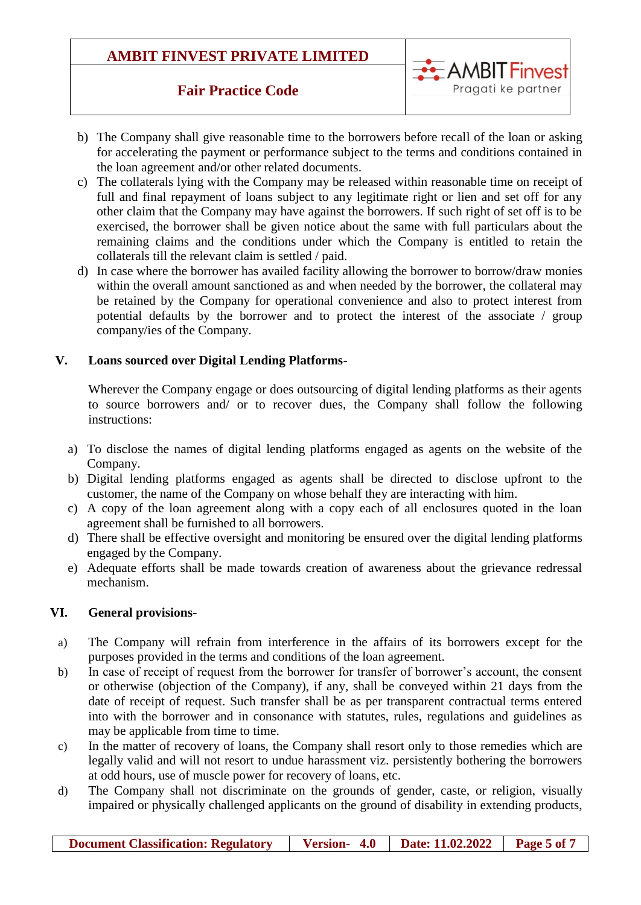b) The Company shall give reasonable time to the borrowers before recall of the loan or asking for accelerating the payment or performance subject to the terms and conditions contained in the loan agreement and/or other related documents.

c) The collaterals lying with the Company may be released within reasonable time on receipt of full and final repayment of loans subject to any legitimate right or lien and set off for any other claim that the Company may have against the borrowers. If such right of set off is to be exercised, the borrower shall be given notice about the same with full particulars about the remaining claims and the conditions under which the Company is entitled to retain the collaterals till the relevant claim is settled / paid.

d) In case where the borrower has availed facility allowing the borrower to borrow/draw monies within the overall amount sanctioned as and when needed by the borrower, the collateral may be retained by the Company for operational convenience and also to protect interest from potential defaults by the borrower and to protect the interest of the associate / group company/ies of the Company.

## V. Loans sourced over Digital Lending Platforms-

Wherever the Company engage or does outsourcing of digital lending platforms as their agents to source borrowers and/ or to recover dues, the Company shall follow the following instructions:

a) To disclose the names of digital lending platforms engaged as agents on the website of the Company.

b) Digital lending platforms engaged as agents shall be directed to disclose upfront to the customer, the name of the Company on whose behalf they are interacting with him.

c) A copy of the loan agreement along with a copy each of all enclosures quoted in the loan agreement shall be furnished to all borrowers.

d) There shall be effective oversight and monitoring be ensured over the digital lending platforms engaged by the Company.

e) Adequate efforts shall be made towards creation of awareness about the grievance redressal mechanism.

## VI. General provisions-

a) The Company will refrain from interference in the affairs of its borrowers except for the purposes provided in the terms and conditions of the loan agreement.

b) In case of receipt of request from the borrower for transfer of borrower's account, the consent or otherwise (objection of the Company), if any, shall be conveyed within 21 days from the date of receipt of request. Such transfer shall be as per transparent contractual terms entered into with the borrower and in consonance with statutes, rules, regulations and guidelines as may be applicable from time to time.

c) In the matter of recovery of loans, the Company shall resort only to those remedies which are legally valid and will not resort to undue harassment viz. persistently bothering the borrowers at odd hours, use of muscle power for recovery of loans, etc.

d) The Company shall not discriminate on the grounds of gender, caste, or religion, visually impaired or physically challenged applicants on the ground of disability in extending products,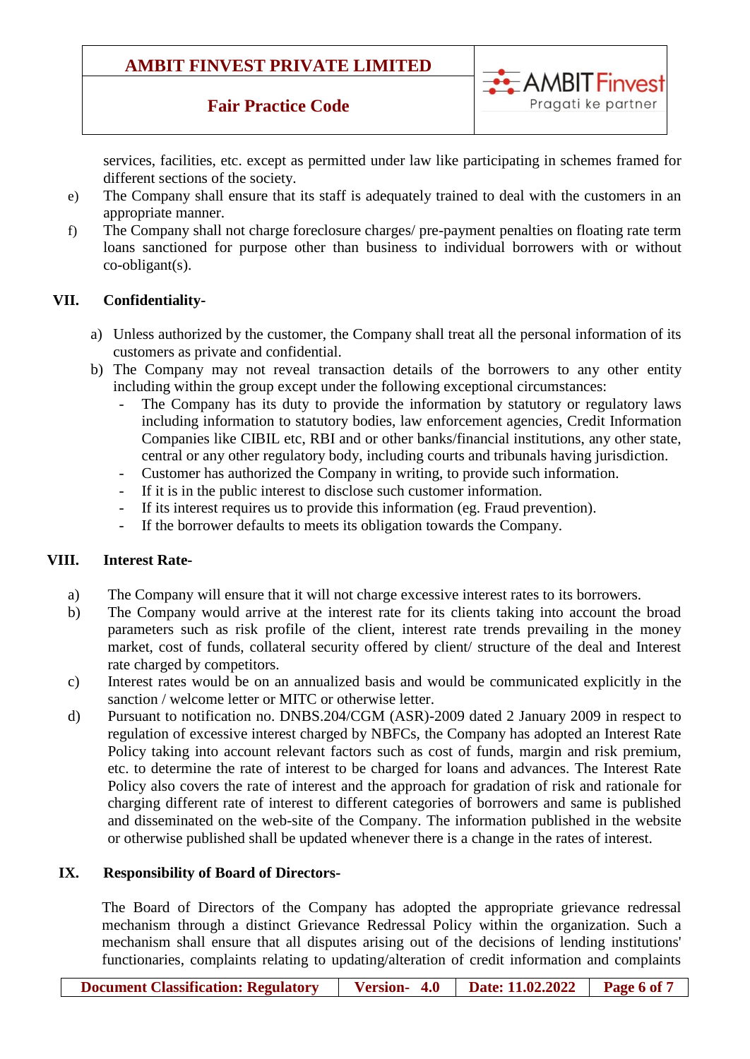services, facilities, etc. except as permitted under law like participating in schemes framed for different sections of the society.

e) The Company shall ensure that its staff is adequately trained to deal with the customers in an appropriate manner.

f) The Company shall not charge foreclosure charges/ pre-payment penalties on floating rate term loans sanctioned for purpose other than business to individual borrowers with or without co-obligant(s).

## VII. Confidentiality-

a) Unless authorized by the customer, the Company shall treat all the personal information of its customers as private and confidential.

b) The Company may not reveal transaction details of the borrowers to any other entity including within the group except under the following exceptional circumstances:
   - The Company has its duty to provide the information by statutory or regulatory laws including information to statutory bodies, law enforcement agencies, Credit Information Companies like CIBIL etc, RBI and or other banks/financial institutions, any other state, central or any other regulatory body, including courts and tribunals having jurisdiction.
   - Customer has authorized the Company in writing, to provide such information.
   - If it is in the public interest to disclose such customer information.
   - If its interest requires us to provide this information (eg. Fraud prevention).
   - If the borrower defaults to meets its obligation towards the Company.

## VIII. Interest Rate-

a) The Company will ensure that it will not charge excessive interest rates to its borrowers.

b) The Company would arrive at the interest rate for its clients taking into account the broad parameters such as risk profile of the client, interest rate trends prevailing in the money market, cost of funds, collateral security offered by client/ structure of the deal and Interest rate charged by competitors.

c) Interest rates would be on an annualized basis and would be communicated explicitly in the sanction / welcome letter or MITC or otherwise letter.

d) Pursuant to notification no. DNBS.204/CGM (ASR)-2009 dated 2 January 2009 in respect to regulation of excessive interest charged by NBFCs, the Company has adopted an Interest Rate Policy taking into account relevant factors such as cost of funds, margin and risk premium, etc. to determine the rate of interest to be charged for loans and advances. The Interest Rate Policy also covers the rate of interest and the approach for gradation of risk and rationale for charging different rate of interest to different categories of borrowers and same is published and disseminated on the web-site of the Company. The information published in the website or otherwise published shall be updated whenever there is a change in the rates of interest.

## IX. Responsibility of Board of Directors-

The Board of Directors of the Company has adopted the appropriate grievance redressal mechanism through a distinct Grievance Redressal Policy within the organization. Such a mechanism shall ensure that all disputes arising out of the decisions of lending institutions' functionaries, complaints relating to updating/alteration of credit information and complaints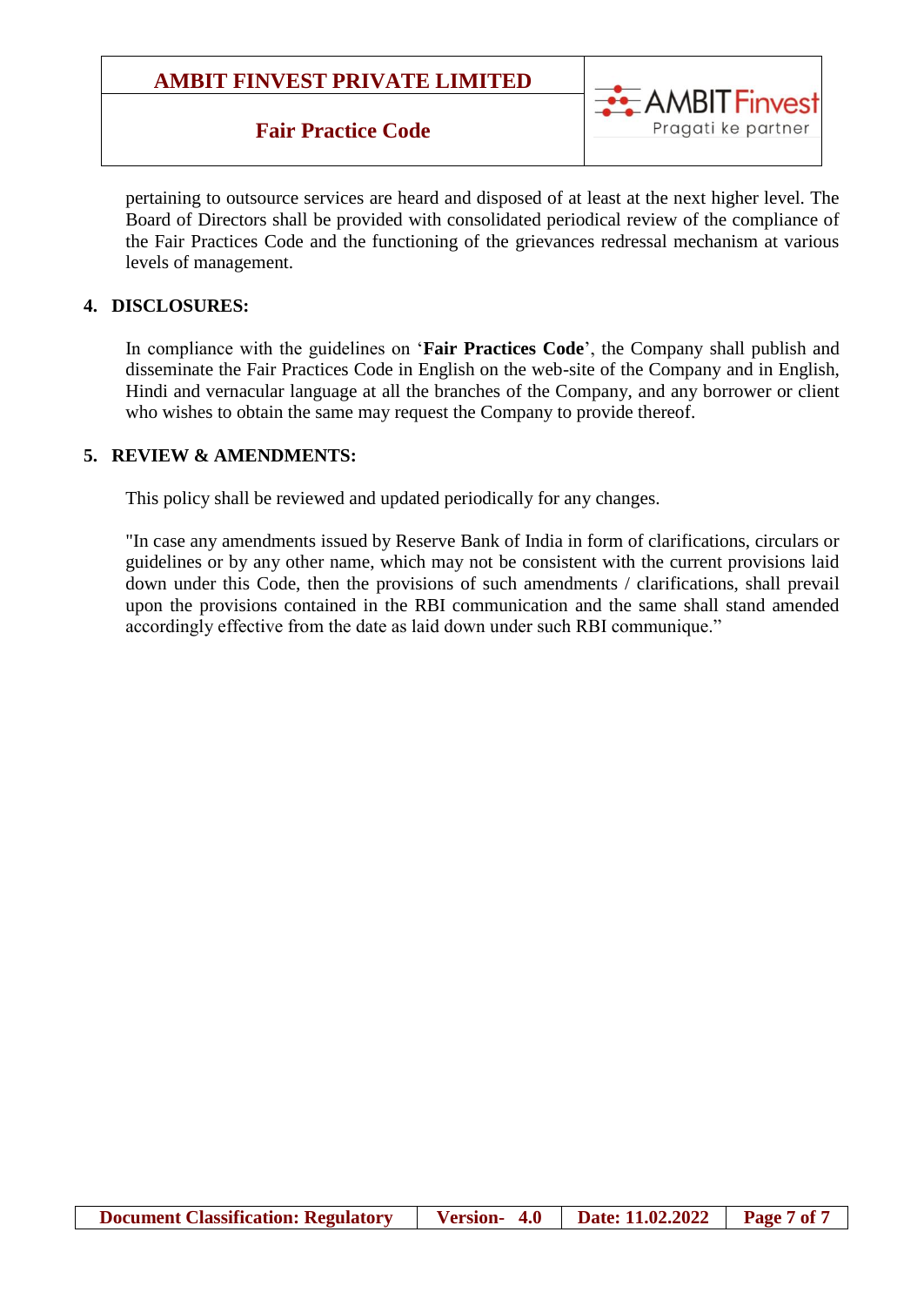pertaining to outsource services are heard and disposed of at least at the next higher level. The Board of Directors shall be provided with consolidated periodical review of the compliance of the Fair Practices Code and the functioning of the grievances redressal mechanism at various levels of management.

## 4. DISCLOSURES:

In compliance with the guidelines on '**Fair Practices Code**', the Company shall publish and disseminate the Fair Practices Code in English on the web-site of the Company and in English, Hindi and vernacular language at all the branches of the Company, and any borrower or client who wishes to obtain the same may request the Company to provide thereof.

## 5. REVIEW & AMENDMENTS:

This policy shall be reviewed and updated periodically for any changes.

"In case any amendments issued by Reserve Bank of India in form of clarifications, circulars or guidelines or by any other name, which may not be consistent with the current provisions laid down under this Code, then the provisions of such amendments / clarifications, shall prevail upon the provisions contained in the RBI communication and the same shall stand amended accordingly effective from the date as laid down under such RBI communique."